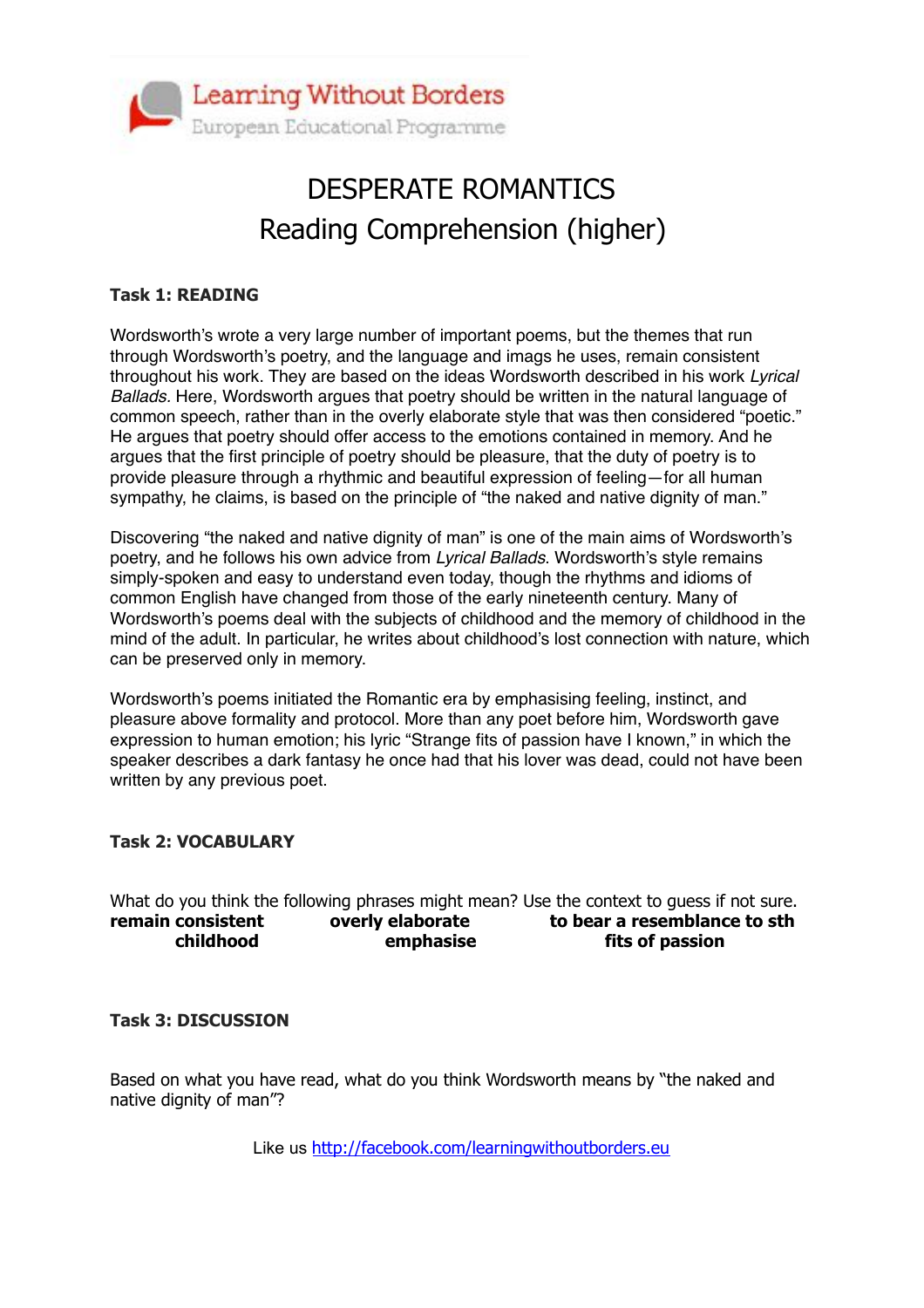Learning Without Borders
European Educational Programme

# DESPERATE ROMANTICS
## Reading Comprehension (higher)

**Task 1: READING**

Wordsworth's wrote a very large number of important poems, but the themes that run through Wordsworth's poetry, and the language and imags he uses, remain consistent throughout his work. They are based on the ideas Wordsworth described in his work *Lyrical Ballads.* Here, Wordsworth argues that poetry should be written in the natural language of common speech, rather than in the overly elaborate style that was then considered "poetic." He argues that poetry should offer access to the emotions contained in memory. And he argues that the first principle of poetry should be pleasure, that the duty of poetry is to provide pleasure through a rhythmic and beautiful expression of feeling—for all human sympathy, he claims, is based on the principle of "the naked and native dignity of man."

Discovering "the naked and native dignity of man" is one of the main aims of Wordsworth's poetry, and he follows his own advice from *Lyrical Ballads*. Wordsworth's style remains simply-spoken and easy to understand even today, though the rhythms and idioms of common English have changed from those of the early nineteenth century. Many of Wordsworth's poems deal with the subjects of childhood and the memory of childhood in the mind of the adult. In particular, he writes about childhood's lost connection with nature, which can be preserved only in memory.

Wordsworth's poems initiated the Romantic era by emphasising feeling, instinct, and pleasure above formality and protocol. More than any poet before him, Wordsworth gave expression to human emotion; his lyric "Strange fits of passion have I known," in which the speaker describes a dark fantasy he once had that his lover was dead, could not have been written by any previous poet.

**Task 2: VOCABULARY**

What do you think the following phrases might mean? Use the context to guess if not sure.

| | | |
|---|---|---|
| **remain consistent** | **overly elaborate** | **to bear a resemblance to sth** |
| **childhood** | **emphasise** | **fits of passion** |

**Task 3: DISCUSSION**

Based on what you have read, what do you think Wordsworth means by "the naked and native dignity of man"?

Like us http://facebook.com/learningwithoutborders.eu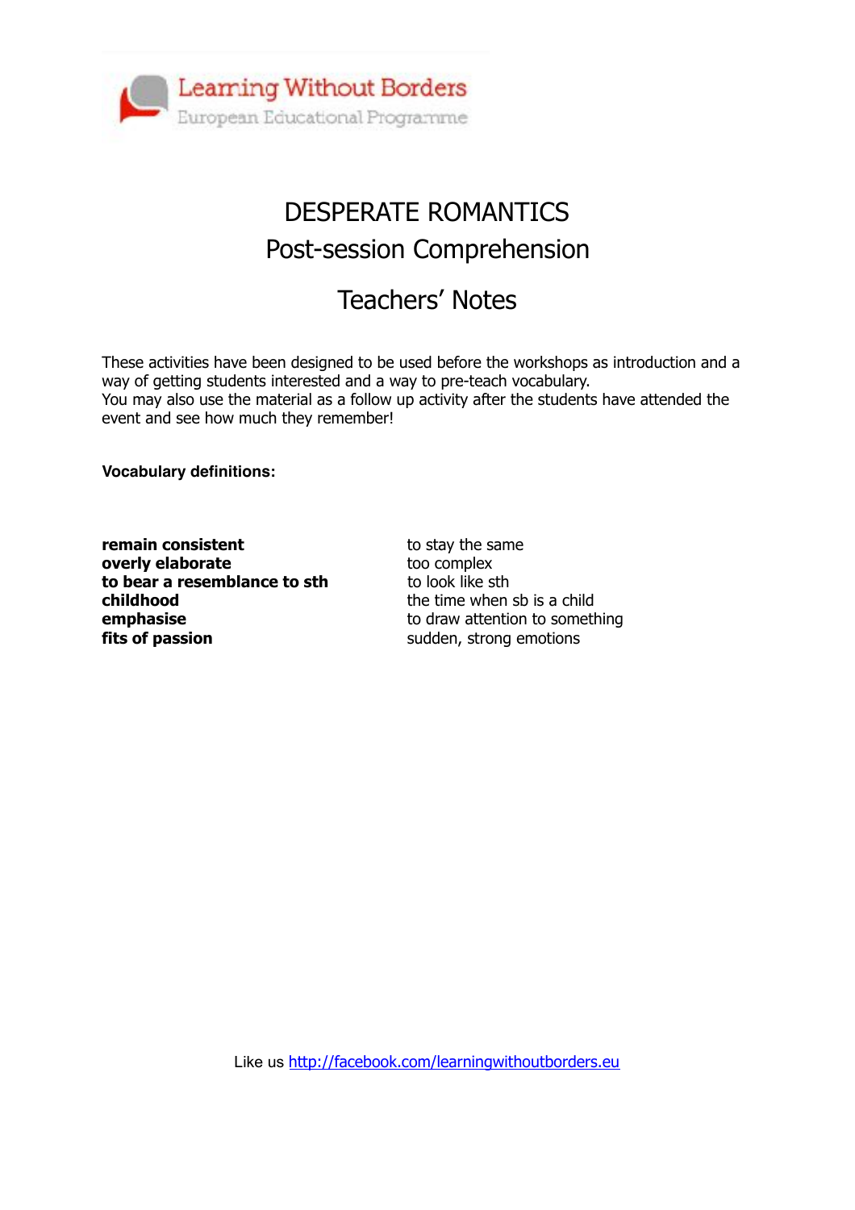Learning Without Borders
European Educational Programme

# DESPERATE ROMANTICS
## Post-session Comprehension

## Teachers' Notes

These activities have been designed to be used before the workshops as introduction and a way of getting students interested and a way to pre-teach vocabulary.
You may also use the material as a follow up activity after the students have attended the event and see how much they remember!

**Vocabulary definitions:**

| | |
|---|---|
| **remain consistent** | to stay the same |
| **overly elaborate** | too complex |
| **to bear a resemblance to sth** | to look like sth |
| **childhood** | the time when sb is a child |
| **emphasise** | to draw attention to something |
| **fits of passion** | sudden, strong emotions |

Like us http://facebook.com/learningwithoutborders.eu